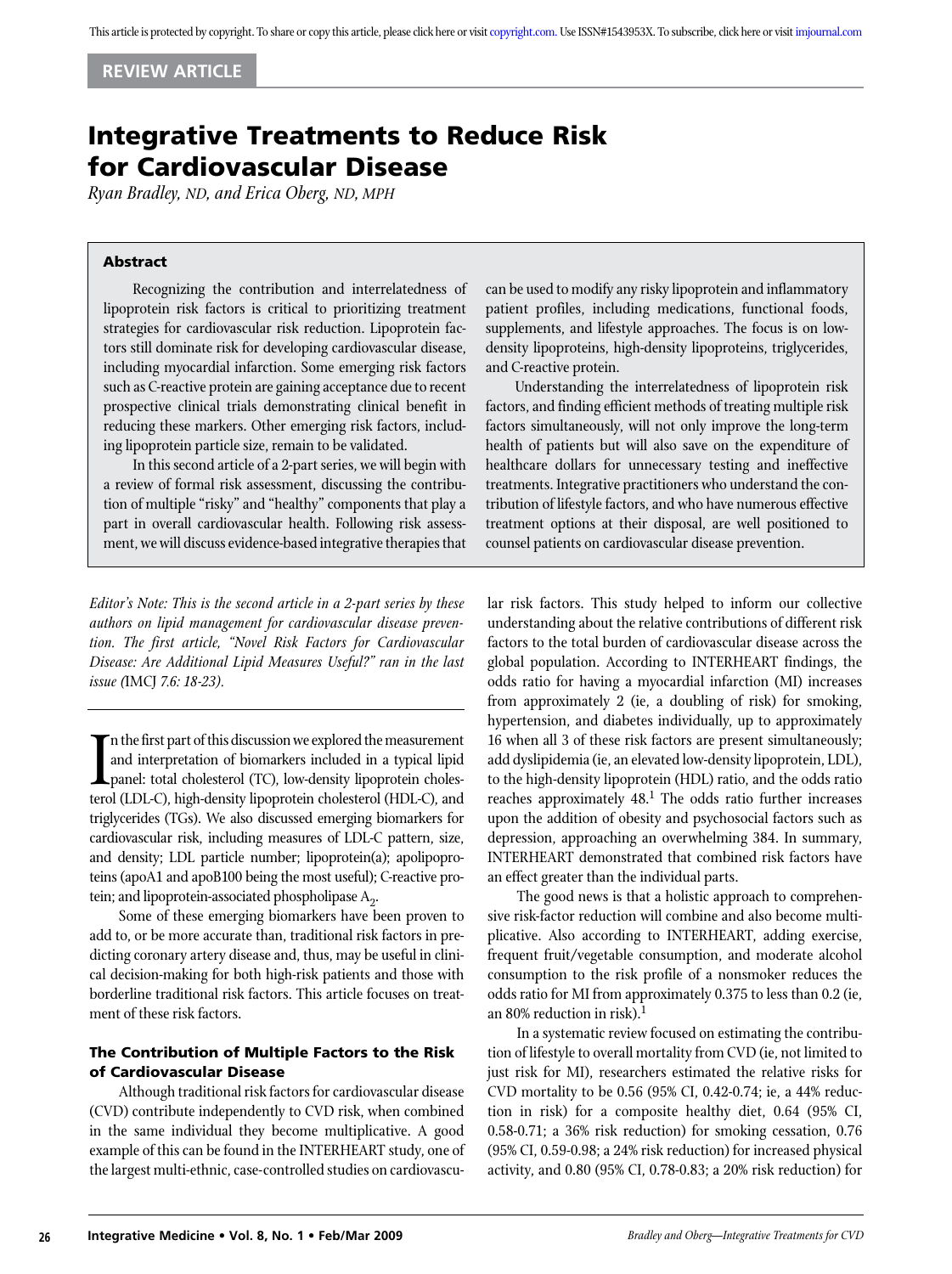REVIEW ARTICLE

# Integrative Treatments to Reduce Risk for Cardiovascular Disease

*Ryan Bradley, ND, and Erica Oberg, ND, MPH*

## Abstract

Recognizing the contribution and interrelatedness of lipoprotein risk factors is critical to prioritizing treatment strategies for cardiovascular risk reduction. Lipoprotein factors still dominate risk for developing cardiovascular disease, including myocardial infarction. Some emerging risk factors such as C-reactive protein are gaining acceptance due to recent prospective clinical trials demonstrating clinical benefit in reducing these markers. Other emerging risk factors, including lipoprotein particle size, remain to be validated.

In this second article of a 2-part series, we will begin with a review of formal risk assessment, discussing the contribution of multiple "risky" and "healthy" components that play a part in overall cardiovascular health. Following risk assessment, we will discuss evidence-based integrative therapies that can be used to modify any risky lipoprotein and inflammatory patient profiles, including medications, functional foods, supplements, and lifestyle approaches. The focus is on low-density lipoproteins, high-density lipoproteins, triglycerides, and C-reactive protein.

Understanding the interrelatedness of lipoprotein risk factors, and finding efficient methods of treating multiple risk factors simultaneously, will not only improve the long-term health of patients but will also save on the expenditure of healthcare dollars for unnecessary testing and ineffective treatments. Integrative practitioners who understand the contribution of lifestyle factors, and who have numerous effective treatment options at their disposal, are well positioned to counsel patients on cardiovascular disease prevention.

*Editor's Note: This is the second article in a 2-part series by these authors on lipid management for cardiovascular disease prevention. The first article, "Novel Risk Factors for Cardiovascular Disease: Are Additional Lipid Measures Useful?" ran in the last issue (IMCJ 7.6: 18-23).*

In the first part of this discussion we explored the measurement and interpretation of biomarkers included in a typical lipid panel: total cholesterol (TC), low-density lipoprotein cholesterol (LDL-C), high-density lipoprotein cholesterol (HDL-C), and triglycerides (TGs). We also discussed emerging biomarkers for cardiovascular risk, including measures of LDL-C pattern, size, and density; LDL particle number; lipoprotein(a); apolipoproteins (apoA1 and apoB100 being the most useful); C-reactive protein; and lipoprotein-associated phospholipase $A_2$.

Some of these emerging biomarkers have been proven to add to, or be more accurate than, traditional risk factors in predicting coronary artery disease and, thus, may be useful in clinical decision-making for both high-risk patients and those with borderline traditional risk factors. This article focuses on treatment of these risk factors.

### The Contribution of Multiple Factors to the Risk of Cardiovascular Disease

Although traditional risk factors for cardiovascular disease (CVD) contribute independently to CVD risk, when combined in the same individual they become multiplicative. A good example of this can be found in the INTERHEART study, one of the largest multi-ethnic, case-controlled studies on cardiovascular risk factors. This study helped to inform our collective understanding about the relative contributions of different risk factors to the total burden of cardiovascular disease across the global population. According to INTERHEART findings, the odds ratio for having a myocardial infarction (MI) increases from approximately 2 (ie, a doubling of risk) for smoking, hypertension, and diabetes individually, up to approximately 16 when all 3 of these risk factors are present simultaneously; add dyslipidemia (ie, an elevated low-density lipoprotein, LDL), to the high-density lipoprotein (HDL) ratio, and the odds ratio reaches approximately 48.[1] The odds ratio further increases upon the addition of obesity and psychosocial factors such as depression, approaching an overwhelming 384. In summary, INTERHEART demonstrated that combined risk factors have an effect greater than the individual parts.

The good news is that a holistic approach to comprehensive risk-factor reduction will combine and also become multiplicative. Also according to INTERHEART, adding exercise, frequent fruit/vegetable consumption, and moderate alcohol consumption to the risk profile of a nonsmoker reduces the odds ratio for MI from approximately 0.375 to less than 0.2 (ie, an 80% reduction in risk).[1]

In a systematic review focused on estimating the contribution of lifestyle to overall mortality from CVD (ie, not limited to just risk for MI), researchers estimated the relative risks for CVD mortality to be 0.56 (95% CI, 0.42-0.74; ie, a 44% reduction in risk) for a composite healthy diet, 0.64 (95% CI, 0.58-0.71; a 36% risk reduction) for smoking cessation, 0.76 (95% CI, 0.59-0.98; a 24% risk reduction) for increased physical activity, and 0.80 (95% CI, 0.78-0.83; a 20% risk reduction) for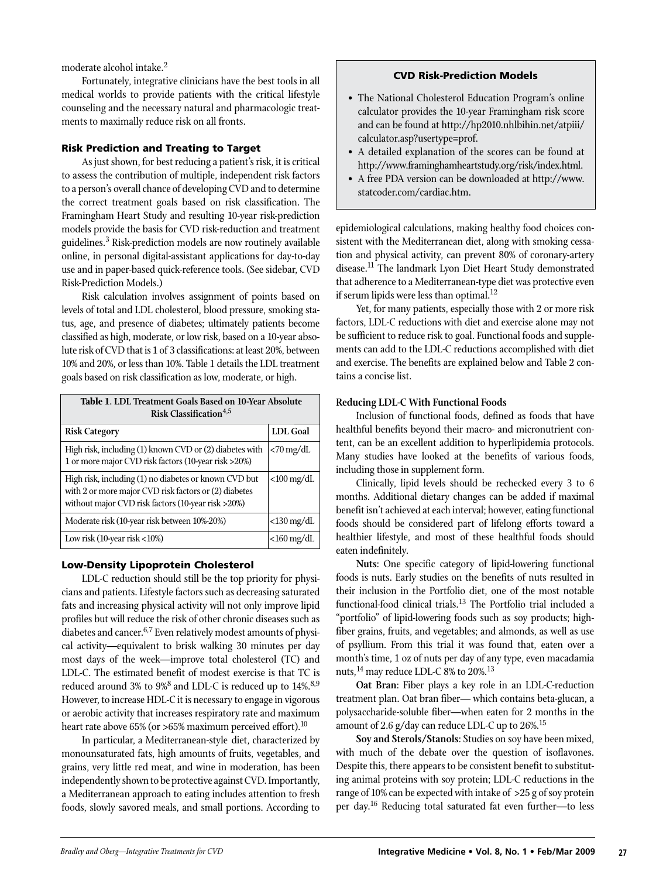moderate alcohol intake.[2]

Fortunately, integrative clinicians have the best tools in all medical worlds to provide patients with the critical lifestyle counseling and the necessary natural and pharmacologic treatments to maximally reduce risk on all fronts.

## Risk Prediction and Treating to Target

As just shown, for best reducing a patient's risk, it is critical to assess the contribution of multiple, independent risk factors to a person's overall chance of developing CVD and to determine the correct treatment goals based on risk classification. The Framingham Heart Study and resulting 10-year risk-prediction models provide the basis for CVD risk-reduction and treatment guidelines.[3] Risk-prediction models are now routinely available online, in personal digital-assistant applications for day-to-day use and in paper-based quick-reference tools. (See sidebar, CVD Risk-Prediction Models.)

Risk calculation involves assignment of points based on levels of total and LDL cholesterol, blood pressure, smoking status, age, and presence of diabetes; ultimately patients become classified as high, moderate, or low risk, based on a 10-year absolute risk of CVD that is 1 of 3 classifications: at least 20%, between 10% and 20%, or less than 10%. Table 1 details the LDL treatment goals based on risk classification as low, moderate, or high.

**Table 1. LDL Treatment Goals Based on 10-Year Absolute Risk Classification[4,5]**

| Risk Category | LDL Goal |
|---|---|
| High risk, including (1) known CVD or (2) diabetes with 1 or more major CVD risk factors (10-year risk >20%) | <70 mg/dL |
| High risk, including (1) no diabetes or known CVD but with 2 or more major CVD risk factors or (2) diabetes without major CVD risk factors (10-year risk >20%) | <100 mg/dL |
| Moderate risk (10-year risk between 10%-20%) | <130 mg/dL |
| Low risk (10-year risk <10%) | <160 mg/dL |

## Low-Density Lipoprotein Cholesterol

LDL-C reduction should still be the top priority for physicians and patients. Lifestyle factors such as decreasing saturated fats and increasing physical activity will not only improve lipid profiles but will reduce the risk of other chronic diseases such as diabetes and cancer.[6,7] Even relatively modest amounts of physical activity—equivalent to brisk walking 30 minutes per day most days of the week—improve total cholesterol (TC) and LDL-C. The estimated benefit of modest exercise is that TC is reduced around 3% to 9%[8] and LDL-C is reduced up to 14%.[8,9] However, to increase HDL-C it is necessary to engage in vigorous or aerobic activity that increases respiratory rate and maximum heart rate above 65% (or >65% maximum perceived effort).[10]

In particular, a Mediterranean-style diet, characterized by monounsaturated fats, high amounts of fruits, vegetables, and grains, very little red meat, and wine in moderation, has been independently shown to be protective against CVD. Importantly, a Mediterranean approach to eating includes attention to fresh foods, slowly savored meals, and small portions. According to epidemiological calculations, making healthy food choices consistent with the Mediterranean diet, along with smoking cessation and physical activity, can prevent 80% of coronary-artery disease.[11] The landmark Lyon Diet Heart Study demonstrated that adherence to a Mediterranean-type diet was protective even if serum lipids were less than optimal.[12]

Yet, for many patients, especially those with 2 or more risk factors, LDL-C reductions with diet and exercise alone may not be sufficient to reduce risk to goal. Functional foods and supplements can add to the LDL-C reductions accomplished with diet and exercise. The benefits are explained below and Table 2 contains a concise list.

> **CVD Risk-Prediction Models**
>
> - The National Cholesterol Education Program's online calculator provides the 10-year Framingham risk score and can be found at http://hp2010.nhlbihin.net/atpiii/calculator.asp?usertype=prof.
> - A detailed explanation of the scores can be found at http://www.framinghamheartstudy.org/risk/index.html.
> - A free PDA version can be downloaded at http://www.statcoder.com/cardiac.htm.

### Reducing LDL-C With Functional Foods

Inclusion of functional foods, defined as foods that have healthful benefits beyond their macro- and micronutrient content, can be an excellent addition to hyperlipidemia protocols. Many studies have looked at the benefits of various foods, including those in supplement form.

Clinically, lipid levels should be rechecked every 3 to 6 months. Additional dietary changes can be added if maximal benefit isn't achieved at each interval; however, eating functional foods should be considered part of lifelong efforts toward a healthier lifestyle, and most of these healthful foods should eaten indefinitely.

**Nuts**: One specific category of lipid-lowering functional foods is nuts. Early studies on the benefits of nuts resulted in their inclusion in the Portfolio diet, one of the most notable functional-food clinical trials.[13] The Portfolio trial included a "portfolio" of lipid-lowering foods such as soy products; high-fiber grains, fruits, and vegetables; and almonds, as well as use of psyllium. From this trial it was found that, eaten over a month's time, 1 oz of nuts per day of any type, even macadamia nuts,[14] may reduce LDL-C 8% to 20%.[13]

**Oat Bran**: Fiber plays a key role in an LDL-C-reduction treatment plan. Oat bran fiber— which contains beta-glucan, a polysaccharide-soluble fiber—when eaten for 2 months in the amount of 2.6 g/day can reduce LDL-C up to 26%.[15]

**Soy and Sterols/Stanols**: Studies on soy have been mixed, with much of the debate over the question of isoflavones. Despite this, there appears to be consistent benefit to substituting animal proteins with soy protein; LDL-C reductions in the range of 10% can be expected with intake of >25 g of soy protein per day.[16] Reducing total saturated fat even further—to less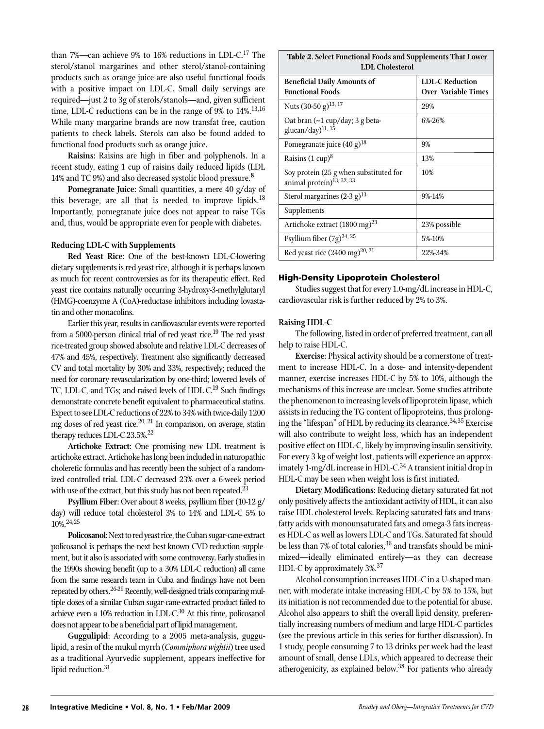than 7%—can achieve 9% to 16% reductions in LDL-C.[17] The sterol/stanol margarines and other sterol/stanol-containing products such as orange juice are also useful functional foods with a positive impact on LDL-C. Small daily servings are required—just 2 to 3g of sterols/stanols—and, given sufficient time, LDL-C reductions can be in the range of 9% to 14%.[13,16] While many margarine brands are now transfat free, caution patients to check labels. Sterols can also be found added to functional food products such as orange juice.

**Raisins**: Raisins are high in fiber and polyphenols. In a recent study, eating 1 cup of raisins daily reduced lipids (LDL 14% and TC 9%) and also decreased systolic blood pressure.[8]

**Pomegranate Juice**: Small quantities, a mere 40 g/day of this beverage, are all that is needed to improve lipids.[18] Importantly, pomegranate juice does not appear to raise TGs and, thus, would be appropriate even for people with diabetes.

#### Reducing LDL-C with Supplements

**Red Yeast Rice**: One of the best-known LDL-C-lowering dietary supplements is red yeast rice, although it is perhaps known as much for recent controversies as for its therapeutic effect. Red yeast rice contains naturally occurring 3-hydroxy-3-methylglutaryl (HMG)-coenzyme A (CoA)-reductase inhibitors including lovastatin and other monacolins.

Earlier this year, results in cardiovascular events were reported from a 5000-person clinical trial of red yeast rice.[19] The red yeast rice-treated group showed absolute and relative LDL-C decreases of 47% and 45%, respectively. Treatment also significantly decreased CV and total mortality by 30% and 33%, respectively; reduced the need for coronary revascularization by one-third; lowered levels of TC, LDL-C, and TGs; and raised levels of HDL-C.[19] Such findings demonstrate concrete benefit equivalent to pharmaceutical statins. Expect to see LDL-C reductions of 22% to 34% with twice-daily 1200 mg doses of red yeast rice.[20, 21] In comparison, on average, statin therapy reduces LDL-C 23.5%.[22]

**Artichoke Extract**: One promising new LDL treatment is artichoke extract. Artichoke has long been included in naturopathic choleretic formulas and has recently been the subject of a randomized controlled trial. LDL-C decreased 23% over a 6-week period with use of the extract, but this study has not been repeated.[23]

**Psyllium Fiber**: Over about 8 weeks, psyllium fiber (10-12 g/day) will reduce total cholesterol 3% to 14% and LDL-C 5% to 10%.[24,25]

**Policosanol**: Next to red yeast rice, the Cuban sugar-cane-extract policosanol is perhaps the next best-known CVD-reduction supplement, but it also is associated with some controversy. Early studies in the 1990s showing benefit (up to a 30% LDL-C reduction) all came from the same research team in Cuba and findings have not been repeated by others.[26-29] Recently, well-designed trials comparing multiple doses of a similar Cuban sugar-cane-extracted product failed to achieve even a 10% reduction in LDL-C.[30] At this time, policosanol does not appear to be a beneficial part of lipid management.

**Guggulipid**: According to a 2005 meta-analysis, guggulipid, a resin of the mukul myrrh (*Commiphora wightii*) tree used as a traditional Ayurvedic supplement, appears ineffective for lipid reduction.[31]

**Table 2**. Select Functional Foods and Supplements That Lower LDL Cholesterol

| Beneficial Daily Amounts of Functional Foods | LDL-C Reduction Over Variable Times |
|---|---|
| Nuts (30-50 g)[13, 17] | 29% |
| Oat bran (~1 cup/day; 3 g beta-glucan/day)[11, 15] | 6%-26% |
| Pomegranate juice (40 g)[18] | 9% |
| Raisins (1 cup)[8] | 13% |
| Soy protein (25 g when substituted for animal protein)[13, 32, 33] | 10% |
| Sterol margarines (2-3 g)[13] | 9%-14% |
| Supplements | |
| Artichoke extract (1800 mg)[23] | 23% possible |
| Psyllium fiber (7g)[24, 25] | 5%-10% |
| Red yeast rice (2400 mg)[20, 21] | 22%-34% |

### High-Density Lipoprotein Cholesterol

Studies suggest that for every 1.0-mg/dL increase in HDL-C, cardiovascular risk is further reduced by 2% to 3%.

#### Raising HDL-C

The following, listed in order of preferred treatment, can all help to raise HDL-C.

**Exercise**: Physical activity should be a cornerstone of treatment to increase HDL-C. In a dose- and intensity-dependent manner, exercise increases HDL-C by 5% to 10%, although the mechanisms of this increase are unclear. Some studies attribute the phenomenon to increasing levels of lipoprotein lipase, which assists in reducing the TG content of lipoproteins, thus prolonging the "lifespan" of HDL by reducing its clearance.[34,35] Exercise will also contribute to weight loss, which has an independent positive effect on HDL-C, likely by improving insulin sensitivity. For every 3 kg of weight lost, patients will experience an approximately 1-mg/dL increase in HDL-C.[34] A transient initial drop in HDL-C may be seen when weight loss is first initiated.

**Dietary Modifications**: Reducing dietary saturated fat not only positively affects the antioxidant activity of HDL, it can also raise HDL cholesterol levels. Replacing saturated fats and trans-fatty acids with monounsaturated fats and omega-3 fats increases HDL-C as well as lowers LDL-C and TGs. Saturated fat should be less than 7% of total calories,[36] and transfats should be minimized—ideally eliminated entirely—as they can decrease HDL-C by approximately 3%.[37]

Alcohol consumption increases HDL-C in a U-shaped manner, with moderate intake increasing HDL-C by 5% to 15%, but its initiation is not recommended due to the potential for abuse. Alcohol also appears to shift the overall lipid density, preferentially increasing numbers of medium and large HDL-C particles (see the previous article in this series for further discussion). In 1 study, people consuming 7 to 13 drinks per week had the least amount of small, dense LDLs, which appeared to decrease their atherogenicity, as explained below.[38] For patients who already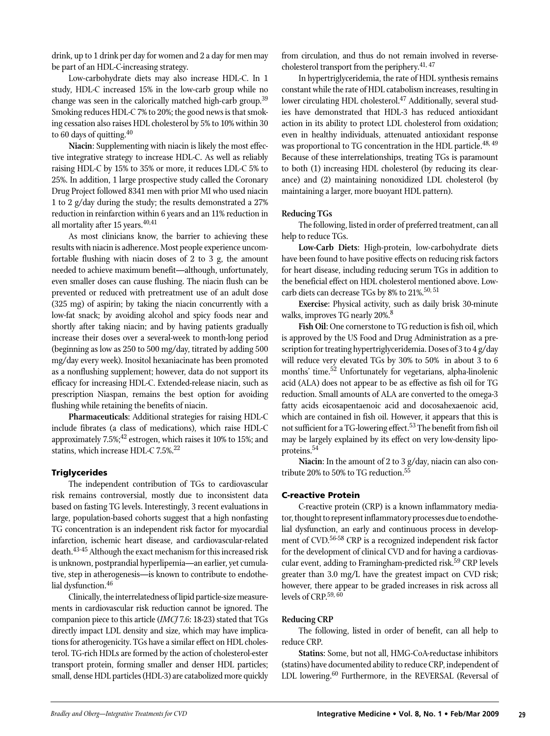drink, up to 1 drink per day for women and 2 a day for men may be part of an HDL-C-increasing strategy.

Low-carbohydrate diets may also increase HDL-C. In 1 study, HDL-C increased 15% in the low-carb group while no change was seen in the calorically matched high-carb group.[39] Smoking reduces HDL-C 7% to 20%; the good news is that smoking cessation also raises HDL cholesterol by 5% to 10% within 30 to 60 days of quitting.[40]

**Niacin**: Supplementing with niacin is likely the most effective integrative strategy to increase HDL-C. As well as reliably raising HDL-C by 15% to 35% or more, it reduces LDL-C 5% to 25%. In addition, 1 large prospective study called the Coronary Drug Project followed 8341 men with prior MI who used niacin 1 to 2 g/day during the study; the results demonstrated a 27% reduction in reinfarction within 6 years and an 11% reduction in all mortality after 15 years.[40,41]

As most clinicians know, the barrier to achieving these results with niacin is adherence. Most people experience uncomfortable flushing with niacin doses of 2 to 3 g, the amount needed to achieve maximum benefit—although, unfortunately, even smaller doses can cause flushing. The niacin flush can be prevented or reduced with pretreatment use of an adult dose (325 mg) of aspirin; by taking the niacin concurrently with a low-fat snack; by avoiding alcohol and spicy foods near and shortly after taking niacin; and by having patients gradually increase their doses over a several-week to month-long period (beginning as low as 250 to 500 mg/day, titrated by adding 500 mg/day every week). Inositol hexaniacinate has been promoted as a nonflushing supplement; however, data do not support its efficacy for increasing HDL-C. Extended-release niacin, such as prescription Niaspan, remains the best option for avoiding flushing while retaining the benefits of niacin.

**Pharmaceuticals**: Additional strategies for raising HDL-C include fibrates (a class of medications), which raise HDL-C approximately 7.5%;[42] estrogen, which raises it 10% to 15%; and statins, which increase HDL-C 7.5%.[22]

## Triglycerides

The independent contribution of TGs to cardiovascular risk remains controversial, mostly due to inconsistent data based on fasting TG levels. Interestingly, 3 recent evaluations in large, population-based cohorts suggest that a high nonfasting TG concentration is an independent risk factor for myocardial infarction, ischemic heart disease, and cardiovascular-related death.[43-45] Although the exact mechanism for this increased risk is unknown, postprandial hyperlipemia—an earlier, yet cumulative, step in atherogenesis—is known to contribute to endothelial dysfunction.[46]

Clinically, the interrelatedness of lipid particle-size measurements in cardiovascular risk reduction cannot be ignored. The companion piece to this article (*IMCJ* 7.6: 18-23) stated that TGs directly impact LDL density and size, which may have implications for atherogenicity. TGs have a similar effect on HDL cholesterol. TG-rich HDLs are formed by the action of cholesterol-ester transport protein, forming smaller and denser HDL particles; small, dense HDL particles (HDL-3) are catabolized more quickly from circulation, and thus do not remain involved in reverse-cholesterol transport from the periphery.[41, 47]

In hypertriglyceridemia, the rate of HDL synthesis remains constant while the rate of HDL catabolism increases, resulting in lower circulating HDL cholesterol.[47] Additionally, several studies have demonstrated that HDL-3 has reduced antioxidant action in its ability to protect LDL cholesterol from oxidation; even in healthy individuals, attenuated antioxidant response was proportional to TG concentration in the HDL particle.[48, 49] Because of these interrelationships, treating TGs is paramount to both (1) increasing HDL cholesterol (by reducing its clearance) and (2) maintaining nonoxidized LDL cholesterol (by maintaining a larger, more buoyant HDL pattern).

### Reducing TGs

The following, listed in order of preferred treatment, can all help to reduce TGs.

**Low-Carb Diets**: High-protein, low-carbohydrate diets have been found to have positive effects on reducing risk factors for heart disease, including reducing serum TGs in addition to the beneficial effect on HDL cholesterol mentioned above. Low-carb diets can decrease TGs by 8% to 21%.[50, 51]

**Exercise**: Physical activity, such as daily brisk 30-minute walks, improves TG nearly 20%.[8]

**Fish Oil**: One cornerstone to TG reduction is fish oil, which is approved by the US Food and Drug Administration as a prescription for treating hypertriglyceridemia. Doses of 3 to 4 g/day will reduce very elevated TGs by 30% to 50% in about 3 to 6 months' time.[52] Unfortunately for vegetarians, alpha-linolenic acid (ALA) does not appear to be as effective as fish oil for TG reduction. Small amounts of ALA are converted to the omega-3 fatty acids eicosapentaenoic acid and docosahexaenoic acid, which are contained in fish oil. However, it appears that this is not sufficient for a TG-lowering effect.[53] The benefit from fish oil may be largely explained by its effect on very low-density lipoproteins.[54]

**Niacin**: In the amount of 2 to 3 g/day, niacin can also contribute 20% to 50% to TG reduction.[55]

## C-reactive Protein

C-reactive protein (CRP) is a known inflammatory mediator, thought to represent inflammatory processes due to endothelial dysfunction, an early and continuous process in development of CVD.[56-58] CRP is a recognized independent risk factor for the development of clinical CVD and for having a cardiovascular event, adding to Framingham-predicted risk.[59] CRP levels greater than 3.0 mg/L have the greatest impact on CVD risk; however, there appear to be graded increases in risk across all levels of CRP.[59, 60]

### Reducing CRP

The following, listed in order of benefit, can all help to reduce CRP.

**Statins**: Some, but not all, HMG-CoA-reductase inhibitors (statins) have documented ability to reduce CRP, independent of LDL lowering.[60] Furthermore, in the REVERSAL (Reversal of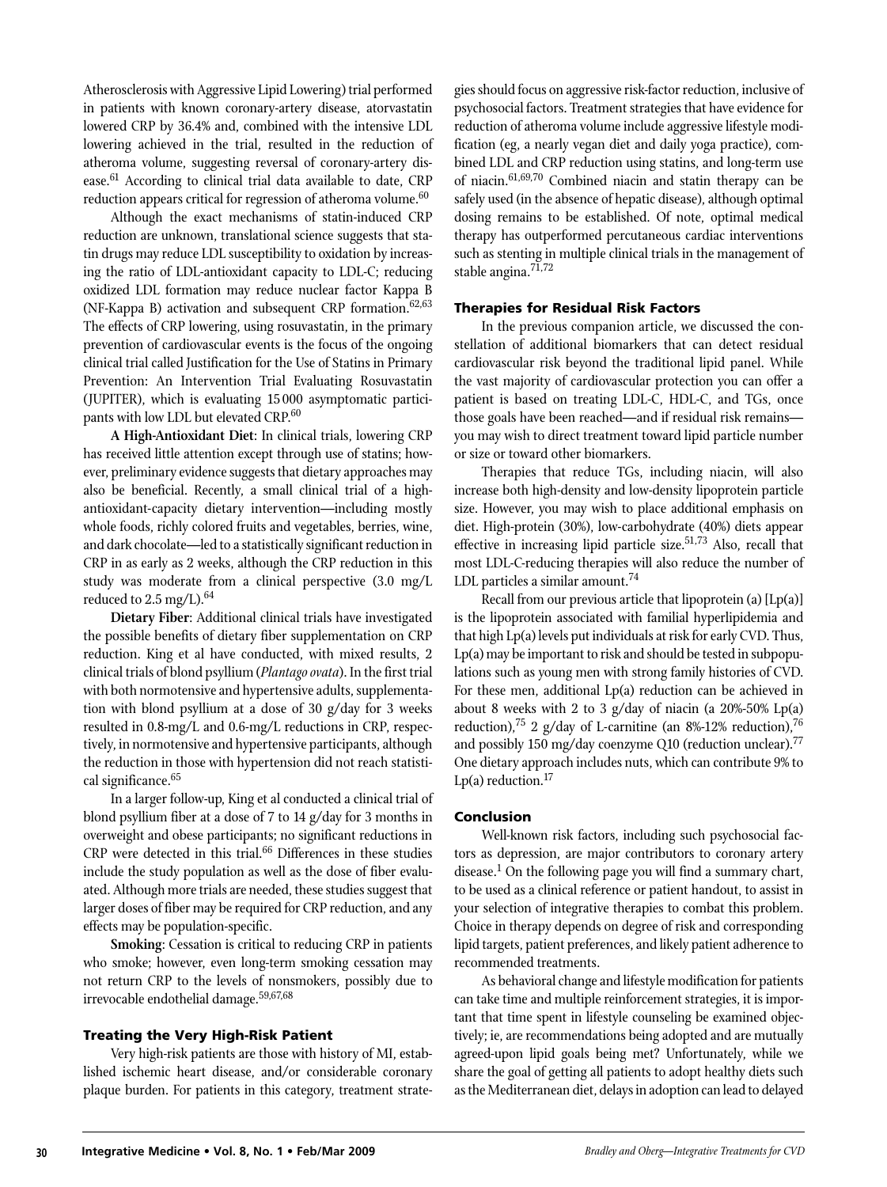Atherosclerosis with Aggressive Lipid Lowering) trial performed in patients with known coronary-artery disease, atorvastatin lowered CRP by 36.4% and, combined with the intensive LDL lowering achieved in the trial, resulted in the reduction of atheroma volume, suggesting reversal of coronary-artery disease.[61] According to clinical trial data available to date, CRP reduction appears critical for regression of atheroma volume.[60]

Although the exact mechanisms of statin-induced CRP reduction are unknown, translational science suggests that statin drugs may reduce LDL susceptibility to oxidation by increasing the ratio of LDL-antioxidant capacity to LDL-C; reducing oxidized LDL formation may reduce nuclear factor Kappa B (NF-Kappa B) activation and subsequent CRP formation.[62,63] The effects of CRP lowering, using rosuvastatin, in the primary prevention of cardiovascular events is the focus of the ongoing clinical trial called Justification for the Use of Statins in Primary Prevention: An Intervention Trial Evaluating Rosuvastatin (JUPITER), which is evaluating 15 000 asymptomatic participants with low LDL but elevated CRP.[60]

**A High-Antioxidant Diet**: In clinical trials, lowering CRP has received little attention except through use of statins; however, preliminary evidence suggests that dietary approaches may also be beneficial. Recently, a small clinical trial of a high-antioxidant-capacity dietary intervention—including mostly whole foods, richly colored fruits and vegetables, berries, wine, and dark chocolate—led to a statistically significant reduction in CRP in as early as 2 weeks, although the CRP reduction in this study was moderate from a clinical perspective (3.0 mg/L reduced to 2.5 mg/L).[64]

**Dietary Fiber**: Additional clinical trials have investigated the possible benefits of dietary fiber supplementation on CRP reduction. King et al have conducted, with mixed results, 2 clinical trials of blond psyllium (*Plantago ovata*). In the first trial with both normotensive and hypertensive adults, supplementation with blond psyllium at a dose of 30 g/day for 3 weeks resulted in 0.8-mg/L and 0.6-mg/L reductions in CRP, respectively, in normotensive and hypertensive participants, although the reduction in those with hypertension did not reach statistical significance.[65]

In a larger follow-up, King et al conducted a clinical trial of blond psyllium fiber at a dose of 7 to 14 g/day for 3 months in overweight and obese participants; no significant reductions in CRP were detected in this trial.[66] Differences in these studies include the study population as well as the dose of fiber evaluated. Although more trials are needed, these studies suggest that larger doses of fiber may be required for CRP reduction, and any effects may be population-specific.

**Smoking**: Cessation is critical to reducing CRP in patients who smoke; however, even long-term smoking cessation may not return CRP to the levels of nonsmokers, possibly due to irrevocable endothelial damage.[59,67,68]

## Treating the Very High-Risk Patient

Very high-risk patients are those with history of MI, established ischemic heart disease, and/or considerable coronary plaque burden. For patients in this category, treatment strategies should focus on aggressive risk-factor reduction, inclusive of psychosocial factors. Treatment strategies that have evidence for reduction of atheroma volume include aggressive lifestyle modification (eg, a nearly vegan diet and daily yoga practice), combined LDL and CRP reduction using statins, and long-term use of niacin.[61,69,70] Combined niacin and statin therapy can be safely used (in the absence of hepatic disease), although optimal dosing remains to be established. Of note, optimal medical therapy has outperformed percutaneous cardiac interventions such as stenting in multiple clinical trials in the management of stable angina.[71,72]

## Therapies for Residual Risk Factors

In the previous companion article, we discussed the constellation of additional biomarkers that can detect residual cardiovascular risk beyond the traditional lipid panel. While the vast majority of cardiovascular protection you can offer a patient is based on treating LDL-C, HDL-C, and TGs, once those goals have been reached—and if residual risk remains—you may wish to direct treatment toward lipid particle number or size or toward other biomarkers.

Therapies that reduce TGs, including niacin, will also increase both high-density and low-density lipoprotein particle size. However, you may wish to place additional emphasis on diet. High-protein (30%), low-carbohydrate (40%) diets appear effective in increasing lipid particle size.[51,73] Also, recall that most LDL-C-reducing therapies will also reduce the number of LDL particles a similar amount.[74]

Recall from our previous article that lipoprotein (a) [Lp(a)] is the lipoprotein associated with familial hyperlipidemia and that high Lp(a) levels put individuals at risk for early CVD. Thus, Lp(a) may be important to risk and should be tested in subpopulations such as young men with strong family histories of CVD. For these men, additional Lp(a) reduction can be achieved in about 8 weeks with 2 to 3 g/day of niacin (a 20%-50% Lp(a) reduction),[75] 2 g/day of L-carnitine (an 8%-12% reduction),[76] and possibly 150 mg/day coenzyme Q10 (reduction unclear).[77] One dietary approach includes nuts, which can contribute 9% to Lp(a) reduction.[17]

## Conclusion

Well-known risk factors, including such psychosocial factors as depression, are major contributors to coronary artery disease.[1] On the following page you will find a summary chart, to be used as a clinical reference or patient handout, to assist in your selection of integrative therapies to combat this problem. Choice in therapy depends on degree of risk and corresponding lipid targets, patient preferences, and likely patient adherence to recommended treatments.

As behavioral change and lifestyle modification for patients can take time and multiple reinforcement strategies, it is important that time spent in lifestyle counseling be examined objectively; ie, are recommendations being adopted and are mutually agreed-upon lipid goals being met? Unfortunately, while we share the goal of getting all patients to adopt healthy diets such as the Mediterranean diet, delays in adoption can lead to delayed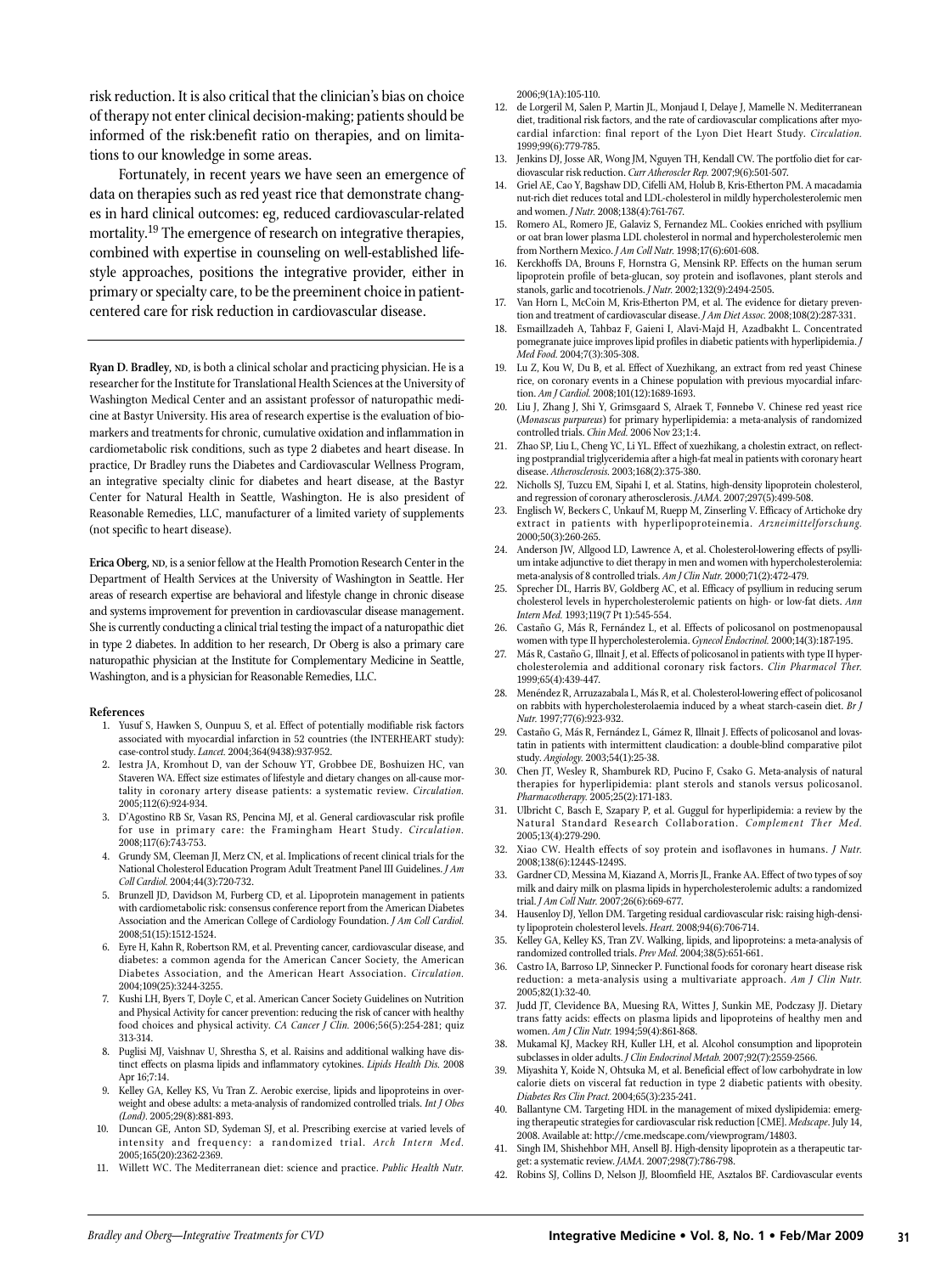risk reduction. It is also critical that the clinician's bias on choice of therapy not enter clinical decision-making; patients should be informed of the risk:benefit ratio on therapies, and on limitations to our knowledge in some areas.

Fortunately, in recent years we have seen an emergence of data on therapies such as red yeast rice that demonstrate changes in hard clinical outcomes: eg, reduced cardiovascular-related mortality.[19] The emergence of research on integrative therapies, combined with expertise in counseling on well-established lifestyle approaches, positions the integrative provider, either in primary or specialty care, to be the preeminent choice in patient-centered care for risk reduction in cardiovascular disease.

---

**Ryan D. Bradley, ND**, is both a clinical scholar and practicing physician. He is a researcher for the Institute for Translational Health Sciences at the University of Washington Medical Center and an assistant professor of naturopathic medicine at Bastyr University. His area of research expertise is the evaluation of biomarkers and treatments for chronic, cumulative oxidation and inflammation in cardiometabolic risk conditions, such as type 2 diabetes and heart disease. In practice, Dr Bradley runs the Diabetes and Cardiovascular Wellness Program, an integrative specialty clinic for diabetes and heart disease, at the Bastyr Center for Natural Health in Seattle, Washington. He is also president of Reasonable Remedies, LLC, manufacturer of a limited variety of supplements (not specific to heart disease).

**Erica Oberg, ND**, is a senior fellow at the Health Promotion Research Center in the Department of Health Services at the University of Washington in Seattle. Her areas of research expertise are behavioral and lifestyle change in chronic disease and systems improvement for prevention in cardiovascular disease management. She is currently conducting a clinical trial testing the impact of a naturopathic diet in type 2 diabetes. In addition to her research, Dr Oberg is also a primary care naturopathic physician at the Institute for Complementary Medicine in Seattle, Washington, and is a physician for Reasonable Remedies, LLC.

## References

1. Yusuf S, Hawken S, Ounpuu S, et al. Effect of potentially modifiable risk factors associated with myocardial infarction in 52 countries (the INTERHEART study): case-control study. *Lancet.* 2004;364(9438):937-952.
2. Iestra JA, Kromhout D, van der Schouw YT, Grobbee DE, Boshuizen HC, van Staveren WA. Effect size estimates of lifestyle and dietary changes on all-cause mortality in coronary artery disease patients: a systematic review. *Circulation.* 2005;112(6):924-934.
3. D'Agostino RB Sr, Vasan RS, Pencina MJ, et al. General cardiovascular risk profile for use in primary care: the Framingham Heart Study. *Circulation.* 2008;117(6):743-753.
4. Grundy SM, Cleeman JI, Merz CN, et al. Implications of recent clinical trials for the National Cholesterol Education Program Adult Treatment Panel III Guidelines. *J Am Coll Cardiol.* 2004;44(3):720-732.
5. Brunzell JD, Davidson M, Furberg CD, et al. Lipoprotein management in patients with cardiometabolic risk: consensus conference report from the American Diabetes Association and the American College of Cardiology Foundation. *J Am Coll Cardiol.* 2008;51(15):1512-1524.
6. Eyre H, Kahn R, Robertson RM, et al. Preventing cancer, cardiovascular disease, and diabetes: a common agenda for the American Cancer Society, the American Diabetes Association, and the American Heart Association. *Circulation.* 2004;109(25):3244-3255.
7. Kushi LH, Byers T, Doyle C, et al. American Cancer Society Guidelines on Nutrition and Physical Activity for cancer prevention: reducing the risk of cancer with healthy food choices and physical activity. *CA Cancer J Clin.* 2006;56(5):254-281; quiz 313-314.
8. Puglisi MJ, Vaishnav U, Shrestha S, et al. Raisins and additional walking have distinct effects on plasma lipids and inflammatory cytokines. *Lipids Health Dis.* 2008 Apr 16;7:14.
9. Kelley GA, Kelley KS, Vu Tran Z. Aerobic exercise, lipids and lipoproteins in overweight and obese adults: a meta-analysis of randomized controlled trials. *Int J Obes (Lond).* 2005;29(8):881-893.
10. Duncan GE, Anton SD, Sydeman SJ, et al. Prescribing exercise at varied levels of intensity and frequency: a randomized trial. *Arch Intern Med.* 2005;165(20):2362-2369.
11. Willett WC. The Mediterranean diet: science and practice. *Public Health Nutr.* 2006;9(1A):105-110.
12. de Lorgeril M, Salen P, Martin JL, Monjaud I, Delaye J, Mamelle N. Mediterranean diet, traditional risk factors, and the rate of cardiovascular complications after myocardial infarction: final report of the Lyon Diet Heart Study. *Circulation.* 1999;99(6):779-785.
13. Jenkins DJ, Josse AR, Wong JM, Nguyen TH, Kendall CW. The portfolio diet for cardiovascular risk reduction. *Curr Atheroscler Rep.* 2007;9(6):501-507.
14. Griel AE, Cao Y, Bagshaw DD, Cifelli AM, Holub B, Kris-Etherton PM. A macadamia nut-rich diet reduces total and LDL-cholesterol in mildly hypercholesterolemic men and women. *J Nutr.* 2008;138(4):761-767.
15. Romero AL, Romero JE, Galaviz S, Fernandez ML. Cookies enriched with psyllium or oat bran lower plasma LDL cholesterol in normal and hypercholesterolemic men from Northern Mexico. *J Am Coll Nutr.* 1998;17(6):601-608.
16. Kerckhoffs DA, Brouns F, Hornstra G, Mensink RP. Effects on the human serum lipoprotein profile of beta-glucan, soy protein and isoflavones, plant sterols and stanols, garlic and tocotrienols. *J Nutr.* 2002;132(9):2494-2505.
17. Van Horn L, McCoin M, Kris-Etherton PM, et al. The evidence for dietary prevention and treatment of cardiovascular disease. *J Am Diet Assoc.* 2008;108(2):287-331.
18. Esmaillzadeh A, Tahbaz F, Gaieni I, Alavi-Majd H, Azadbakht L. Concentrated pomegranate juice improves lipid profiles in diabetic patients with hyperlipidemia. *J Med Food.* 2004;7(3):305-308.
19. Lu Z, Kou W, Du B, et al. Effect of Xuezhikang, an extract from red yeast Chinese rice, on coronary events in a Chinese population with previous myocardial infarction. *Am J Cardiol.* 2008;101(12):1689-1693.
20. Liu J, Zhang J, Shi Y, Grimsgaard S, Alraek T, Fønnebø V. Chinese red yeast rice (*Monascus purpureus*) for primary hyperlipidemia: a meta-analysis of randomized controlled trials. *Chin Med.* 2006 Nov 23;1:4.
21. Zhao SP, Liu L, Cheng YC, Li YL. Effect of xuezhikang, a cholestin extract, on reflecting postprandial triglyceridemia after a high-fat meal in patients with coronary heart disease. *Atherosclerosis.* 2003;168(2):375-380.
22. Nicholls SJ, Tuzcu EM, Sipahi I, et al. Statins, high-density lipoprotein cholesterol, and regression of coronary atherosclerosis. *JAMA.* 2007;297(5):499-508.
23. Englisch W, Beckers C, Unkauf M, Ruepp M, Zinserling V. Efficacy of Artichoke dry extract in patients with hyperlipoproteinemia. *Arzneimittelforschung.* 2000;50(3):260-265.
24. Anderson JW, Allgood LD, Lawrence A, et al. Cholesterol-lowering effects of psyllium intake adjunctive to diet therapy in men and women with hypercholesterolemia: meta-analysis of 8 controlled trials. *Am J Clin Nutr.* 2000;71(2):472-479.
25. Sprecher DL, Harris BV, Goldberg AC, et al. Efficacy of psyllium in reducing serum cholesterol levels in hypercholesterolemic patients on high- or low-fat diets. *Ann Intern Med.* 1993;119(7 Pt 1):545-554.
26. Castaño G, Más R, Fernández L, et al. Effects of policosanol on postmenopausal women with type II hypercholesterolemia. *Gynecol Endocrinol.* 2000;14(3):187-195.
27. Más R, Castaño G, Illnait J, et al. Effects of policosanol in patients with type II hypercholesterolemia and additional coronary risk factors. *Clin Pharmacol Ther.* 1999;65(4):439-447.
28. Menéndez R, Arruzazabala L, Más R, et al. Cholesterol-lowering effect of policosanol on rabbits with hypercholesterolaemia induced by a wheat starch-casein diet. *Br J Nutr.* 1997;77(6):923-932.
29. Castaño G, Más R, Fernández L, Gámez R, Illnait J. Effects of policosanol and lovastatin in patients with intermittent claudication: a double-blind comparative pilot study. *Angiology.* 2003;54(1):25-38.
30. Chen JT, Wesley R, Shamburek RD, Pucino F, Csako G. Meta-analysis of natural therapies for hyperlipidemia: plant sterols and stanols versus policosanol. *Pharmacotherapy.* 2005;25(2):171-183.
31. Ulbricht C, Basch E, Szapary P, et al. Guggul for hyperlipidemia: a review by the Natural Standard Research Collaboration. *Complement Ther Med.* 2005;13(4):279-290.
32. Xiao CW. Health effects of soy protein and isoflavones in humans. *J Nutr.* 2008;138(6):1244S-1249S.
33. Gardner CD, Messina M, Kiazand A, Morris JL, Franke AA. Effect of two types of soy milk and dairy milk on plasma lipids in hypercholesterolemic adults: a randomized trial. *J Am Coll Nutr.* 2007;26(6):669-677.
34. Hausenloy DJ, Yellon DM. Targeting residual cardiovascular risk: raising high-density lipoprotein cholesterol levels. *Heart.* 2008;94(6):706-714.
35. Kelley GA, Kelley KS, Tran ZV. Walking, lipids, and lipoproteins: a meta-analysis of randomized controlled trials. *Prev Med.* 2004;38(5):651-661.
36. Castro IA, Barroso LP, Sinnecker P. Functional foods for coronary heart disease risk reduction: a meta-analysis using a multivariate approach. *Am J Clin Nutr.* 2005;82(1):32-40.
37. Judd JT, Clevidence BA, Muesing RA, Wittes J, Sunkin ME, Podczasy JJ. Dietary trans fatty acids: effects on plasma lipids and lipoproteins of healthy men and women. *Am J Clin Nutr.* 1994;59(4):861-868.
38. Mukamal KJ, Mackey RH, Kuller LH, et al. Alcohol consumption and lipoprotein subclasses in older adults. *J Clin Endocrinol Metab.* 2007;92(7):2559-2566.
39. Miyashita Y, Koide N, Ohtsuka M, et al. Beneficial effect of low carbohydrate in low calorie diets on visceral fat reduction in type 2 diabetic patients with obesity. *Diabetes Res Clin Pract.* 2004;65(3):235-241.
40. Ballantyne CM. Targeting HDL in the management of mixed dyslipidemia: emerging therapeutic strategies for cardiovascular risk reduction [CME]. *Medscape*. July 14, 2008. Available at: http://cme.medscape.com/viewprogram/14803.
41. Singh IM, Shishehbor MH, Ansell BJ. High-density lipoprotein as a therapeutic target: a systematic review. *JAMA.* 2007;298(7):786-798.
42. Robins SJ, Collins D, Nelson JJ, Bloomfield HE, Asztalos BF. Cardiovascular events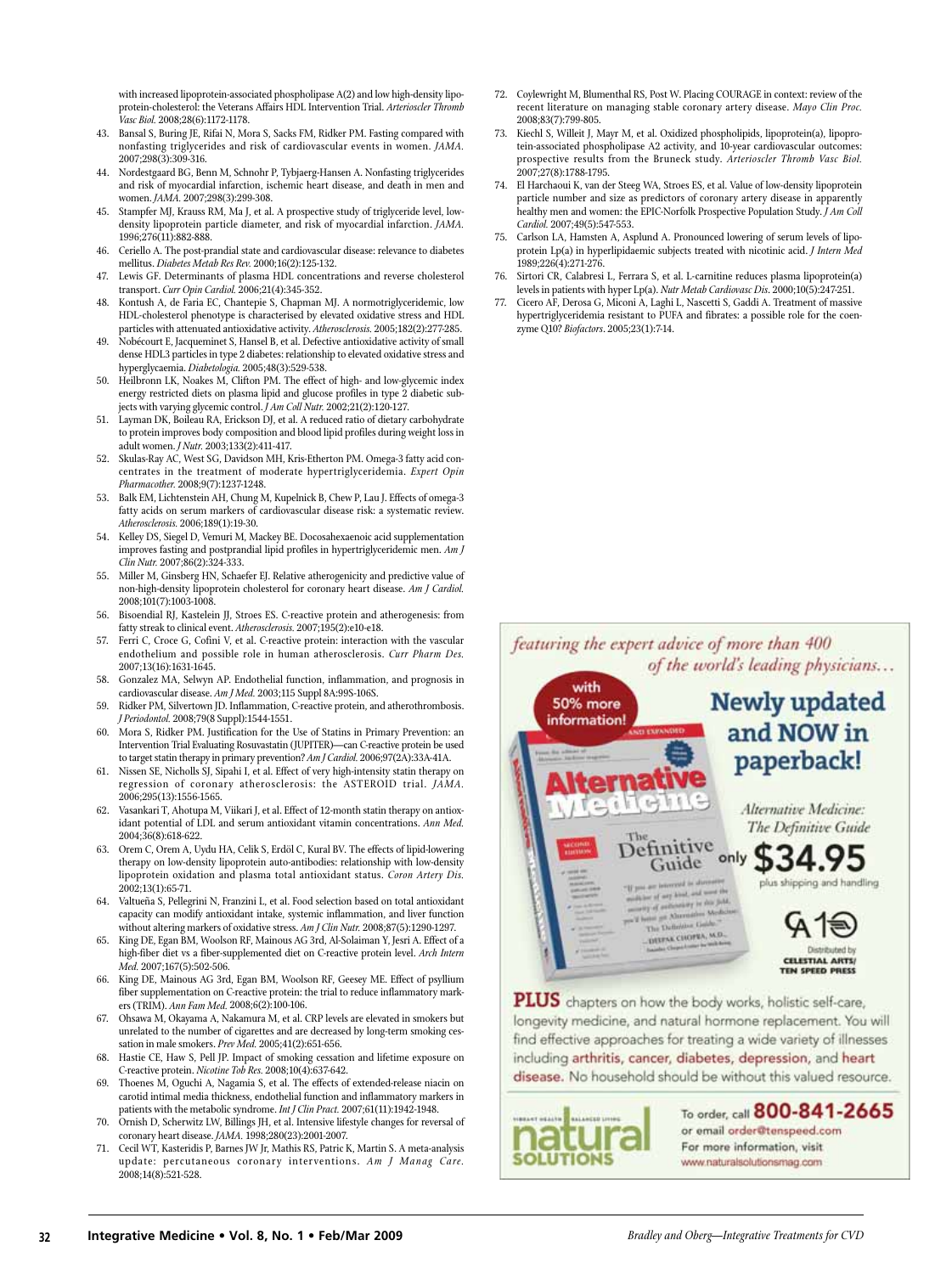with increased lipoprotein-associated phospholipase A(2) and low high-density lipoprotein-cholesterol: the Veterans Affairs HDL Intervention Trial. *Arterioscler Thromb Vasc Biol.* 2008;28(6):1172-1178.

43. Bansal S, Buring JE, Rifai N, Mora S, Sacks FM, Ridker PM. Fasting compared with nonfasting triglycerides and risk of cardiovascular events in women. *JAMA.* 2007;298(3):309-316.
44. Nordestgaard BG, Benn M, Schnohr P, Tybjaerg-Hansen A. Nonfasting triglycerides and risk of myocardial infarction, ischemic heart disease, and death in men and women. *JAMA.* 2007;298(3):299-308.
45. Stampfer MJ, Krauss RM, Ma J, et al. A prospective study of triglyceride level, low-density lipoprotein particle diameter, and risk of myocardial infarction. *JAMA.* 1996;276(11):882-888.
46. Ceriello A. The post-prandial state and cardiovascular disease: relevance to diabetes mellitus. *Diabetes Metab Res Rev.* 2000;16(2):125-132.
47. Lewis GF. Determinants of plasma HDL concentrations and reverse cholesterol transport. *Curr Opin Cardiol.* 2006;21(4):345-352.
48. Kontush A, de Faria EC, Chantepie S, Chapman MJ. A normotriglyceridemic, low HDL-cholesterol phenotype is characterised by elevated oxidative stress and HDL particles with attenuated antioxidative activity. *Atherosclerosis.* 2005;182(2):277-285.
49. Nobécourt E, Jacqueminet S, Hansel B, et al. Defective antioxidative activity of small dense HDL3 particles in type 2 diabetes: relationship to elevated oxidative stress and hyperglycaemia. *Diabetologia.* 2005;48(3):529-538.
50. Heilbronn LK, Noakes M, Clifton PM. The effect of high- and low-glycemic index energy restricted diets on plasma lipid and glucose profiles in type 2 diabetic subjects with varying glycemic control. *J Am Coll Nutr.* 2002;21(2):120-127.
51. Layman DK, Boileau RA, Erickson DJ, et al. A reduced ratio of dietary carbohydrate to protein improves body composition and blood lipid profiles during weight loss in adult women. *J Nutr.* 2003;133(2):411-417.
52. Skulas-Ray AC, West SG, Davidson MH, Kris-Etherton PM. Omega-3 fatty acid concentrates in the treatment of moderate hypertriglyceridemia. *Expert Opin Pharmacother.* 2008;9(7):1237-1248.
53. Balk EM, Lichtenstein AH, Chung M, Kupelnick B, Chew P, Lau J. Effects of omega-3 fatty acids on serum markers of cardiovascular disease risk: a systematic review. *Atherosclerosis.* 2006;189(1):19-30.
54. Kelley DS, Siegel D, Vemuri M, Mackey BE. Docosahexaenoic acid supplementation improves fasting and postprandial lipid profiles in hypertriglyceridemic men. *Am J Clin Nutr.* 2007;86(2):324-333.
55. Miller M, Ginsberg HN, Schaefer EJ. Relative atherogenicity and predictive value of non-high-density lipoprotein cholesterol for coronary heart disease. *Am J Cardiol.* 2008;101(7):1003-1008.
56. Bisoendial RJ, Kastelein JJ, Stroes ES. C-reactive protein and atherogenesis: from fatty streak to clinical event. *Atherosclerosis.* 2007;195(2):e10-e18.
57. Ferri C, Croce G, Cofini V, et al. C-reactive protein: interaction with the vascular endothelium and possible role in human atherosclerosis. *Curr Pharm Des.* 2007;13(16):1631-1645.
58. Gonzalez MA, Selwyn AP. Endothelial function, inflammation, and prognosis in cardiovascular disease. *Am J Med.* 2003;115 Suppl 8A:99S-106S.
59. Ridker PM, Silvertown JD. Inflammation, C-reactive protein, and atherothrombosis. *J Periodontol.* 2008;79(8 Suppl):1544-1551.
60. Mora S, Ridker PM. Justification for the Use of Statins in Primary Prevention: an Intervention Trial Evaluating Rosuvastatin (JUPITER)—can C-reactive protein be used to target statin therapy in primary prevention? *Am J Cardiol.* 2006;97(2A):33A-41A.
61. Nissen SE, Nicholls SJ, Sipahi I, et al. Effect of very high-intensity statin therapy on regression of coronary atherosclerosis: the ASTEROID trial. *JAMA.* 2006;295(13):1556-1565.
62. Vasankari T, Ahotupa M, Viikari J, et al. Effect of 12-month statin therapy on antioxidant potential of LDL and serum antioxidant vitamin concentrations. *Ann Med.* 2004;36(8):618-622.
63. Orem C, Orem A, Uydu HA, Celik S, Erdöl C, Kural BV. The effects of lipid-lowering therapy on low-density lipoprotein auto-antibodies: relationship with low-density lipoprotein oxidation and plasma total antioxidant status. *Coron Artery Dis.* 2002;13(1):65-71.
64. Valtueña S, Pellegrini N, Franzini L, et al. Food selection based on total antioxidant capacity can modify antioxidant intake, systemic inflammation, and liver function without altering markers of oxidative stress. *Am J Clin Nutr.* 2008;87(5):1290-1297.
65. King DE, Egan BM, Woolson RF, Mainous AG 3rd, Al-Solaiman Y, Jesri A. Effect of a high-fiber diet vs a fiber-supplemented diet on C-reactive protein level. *Arch Intern Med.* 2007;167(5):502-506.
66. King DE, Mainous AG 3rd, Egan BM, Woolson RF, Geesey ME. Effect of psyllium fiber supplementation on C-reactive protein: the trial to reduce inflammatory markers (TRIM). *Ann Fam Med.* 2008;6(2):100-106.
67. Ohsawa M, Okayama A, Nakamura M, et al. CRP levels are elevated in smokers but unrelated to the number of cigarettes and are decreased by long-term smoking cessation in male smokers. *Prev Med.* 2005;41(2):651-656.
68. Hastie CE, Haw S, Pell JP. Impact of smoking cessation and lifetime exposure on C-reactive protein. *Nicotine Tob Res.* 2008;10(4):637-642.
69. Thoenes M, Oguchi A, Nagamia S, et al. The effects of extended-release niacin on carotid intimal media thickness, endothelial function and inflammatory markers in patients with the metabolic syndrome. *Int J Clin Pract.* 2007;61(11):1942-1948.
70. Ornish D, Scherwitz LW, Billings JH, et al. Intensive lifestyle changes for reversal of coronary heart disease. *JAMA.* 1998;280(23):2001-2007.
71. Cecil WT, Kasteridis P, Barnes JW Jr, Mathis RS, Patric K, Martin S. A meta-analysis update: percutaneous coronary interventions. *Am J Manag Care.* 2008;14(8):521-528.
72. Coylewright M, Blumenthal RS, Post W. Placing COURAGE in context: review of the recent literature on managing stable coronary artery disease. *Mayo Clin Proc.* 2008;83(7):799-805.
73. Kiechl S, Willeit J, Mayr M, et al. Oxidized phospholipids, lipoprotein(a), lipoprotein-associated phospholipase A2 activity, and 10-year cardiovascular outcomes: prospective results from the Bruneck study. *Arterioscler Thromb Vasc Biol.* 2007;27(8):1788-1795.
74. El Harchaoui K, van der Steeg WA, Stroes ES, et al. Value of low-density lipoprotein particle number and size as predictors of coronary artery disease in apparently healthy men and women: the EPIC-Norfolk Prospective Population Study. *J Am Coll Cardiol.* 2007;49(5):547-553.
75. Carlson LA, Hamsten A, Asplund A. Pronounced lowering of serum levels of lipoprotein Lp(a) in hyperlipidaemic subjects treated with nicotinic acid. *J Intern Med* 1989;226(4):271-276.
76. Sirtori CR, Calabresi L, Ferrara S, et al. L-carnitine reduces plasma lipoprotein(a) levels in patients with hyper Lp(a). *Nutr Metab Cardiovasc Dis.* 2000;10(5):247-251.
77. Cicero AF, Derosa G, Miconi A, Laghi L, Nascetti S, Gaddi A. Treatment of massive hypertriglyceridemia resistant to PUFA and fibrates: a possible role for the coenzyme Q10? *Biofactors.* 2005;23(1):7-14.

*featuring the expert advice of more than 400 of the world's leading physicians…*

with 50% more information!

**Newly updated and NOW in paperback!**

*Alternative Medicine: The Definitive Guide*

only **$34.95**

plus shipping and handling

Distributed by CELESTIAL ARTS/ TEN SPEED PRESS

**PLUS** chapters on how the body works, holistic self-care, longevity medicine, and natural hormone replacement. You will find effective approaches for treating a wide variety of illnesses including arthritis, cancer, diabetes, depression, and heart disease. No household should be without this valued resource.

natural SOLUTIONS

To order, call **800-841-2665**
or email order@tenspeed.com
For more information, visit www.naturalsolutionsmag.com